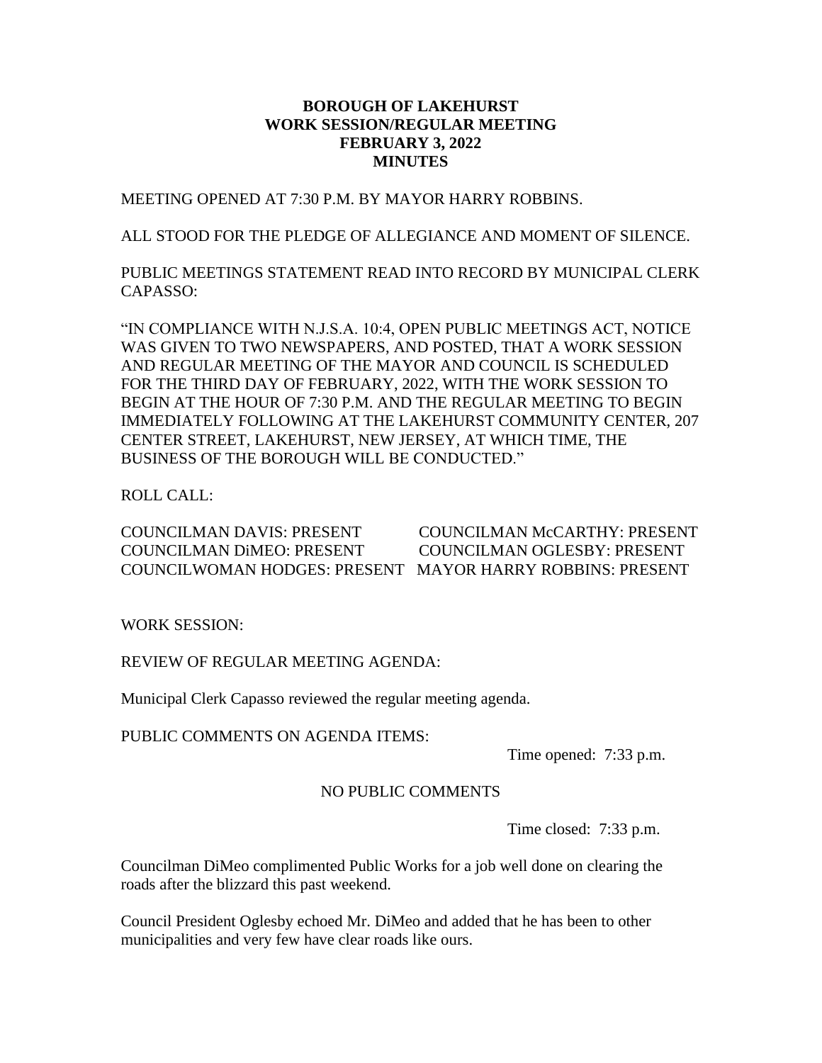# BOROUGH OF LAKEHURST
## WORK SESSION/REGULAR MEETING
## FEBRUARY 3, 2022
## MINUTES

MEETING OPENED AT 7:30 P.M. BY MAYOR HARRY ROBBINS.

ALL STOOD FOR THE PLEDGE OF ALLEGIANCE AND MOMENT OF SILENCE.

PUBLIC MEETINGS STATEMENT READ INTO RECORD BY MUNICIPAL CLERK CAPASSO:

"IN COMPLIANCE WITH N.J.S.A. 10:4, OPEN PUBLIC MEETINGS ACT, NOTICE WAS GIVEN TO TWO NEWSPAPERS, AND POSTED, THAT A WORK SESSION AND REGULAR MEETING OF THE MAYOR AND COUNCIL IS SCHEDULED FOR THE THIRD DAY OF FEBRUARY, 2022, WITH THE WORK SESSION TO BEGIN AT THE HOUR OF 7:30 P.M. AND THE REGULAR MEETING TO BEGIN IMMEDIATELY FOLLOWING AT THE LAKEHURST COMMUNITY CENTER, 207 CENTER STREET, LAKEHURST, NEW JERSEY, AT WHICH TIME, THE BUSINESS OF THE BOROUGH WILL BE CONDUCTED."

ROLL CALL:

COUNCILMAN DAVIS: PRESENT
COUNCILMAN DiMEO: PRESENT
COUNCILWOMAN HODGES: PRESENT
COUNCILMAN McCARTHY: PRESENT
COUNCILMAN OGLESBY: PRESENT
MAYOR HARRY ROBBINS: PRESENT

WORK SESSION:

REVIEW OF REGULAR MEETING AGENDA:

Municipal Clerk Capasso reviewed the regular meeting agenda.

PUBLIC COMMENTS ON AGENDA ITEMS:

Time opened: 7:33 p.m.

NO PUBLIC COMMENTS

Time closed: 7:33 p.m.

Councilman DiMeo complimented Public Works for a job well done on clearing the roads after the blizzard this past weekend.

Council President Oglesby echoed Mr. DiMeo and added that he has been to other municipalities and very few have clear roads like ours.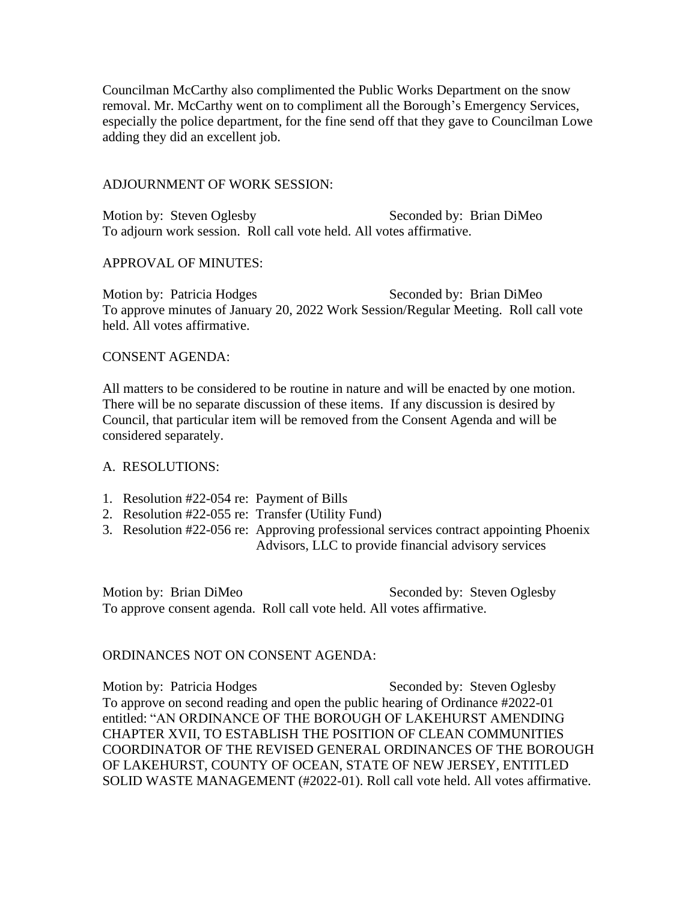Councilman McCarthy also complimented the Public Works Department on the snow removal. Mr. McCarthy went on to compliment all the Borough's Emergency Services, especially the police department, for the fine send off that they gave to Councilman Lowe adding they did an excellent job.

ADJOURNMENT OF WORK SESSION:

Motion by: Steven Oglesby Seconded by: Brian DiMeo
To adjourn work session. Roll call vote held. All votes affirmative.

APPROVAL OF MINUTES:

Motion by: Patricia Hodges Seconded by: Brian DiMeo
To approve minutes of January 20, 2022 Work Session/Regular Meeting. Roll call vote held. All votes affirmative.

CONSENT AGENDA:

All matters to be considered to be routine in nature and will be enacted by one motion. There will be no separate discussion of these items. If any discussion is desired by Council, that particular item will be removed from the Consent Agenda and will be considered separately.

A. RESOLUTIONS:

1. Resolution #22-054 re: Payment of Bills
2. Resolution #22-055 re: Transfer (Utility Fund)
3. Resolution #22-056 re: Approving professional services contract appointing Phoenix Advisors, LLC to provide financial advisory services

Motion by: Brian DiMeo Seconded by: Steven Oglesby
To approve consent agenda. Roll call vote held. All votes affirmative.

ORDINANCES NOT ON CONSENT AGENDA:

Motion by: Patricia Hodges Seconded by: Steven Oglesby
To approve on second reading and open the public hearing of Ordinance #2022-01 entitled: "AN ORDINANCE OF THE BOROUGH OF LAKEHURST AMENDING CHAPTER XVII, TO ESTABLISH THE POSITION OF CLEAN COMMUNITIES COORDINATOR OF THE REVISED GENERAL ORDINANCES OF THE BOROUGH OF LAKEHURST, COUNTY OF OCEAN, STATE OF NEW JERSEY, ENTITLED SOLID WASTE MANAGEMENT (#2022-01). Roll call vote held. All votes affirmative.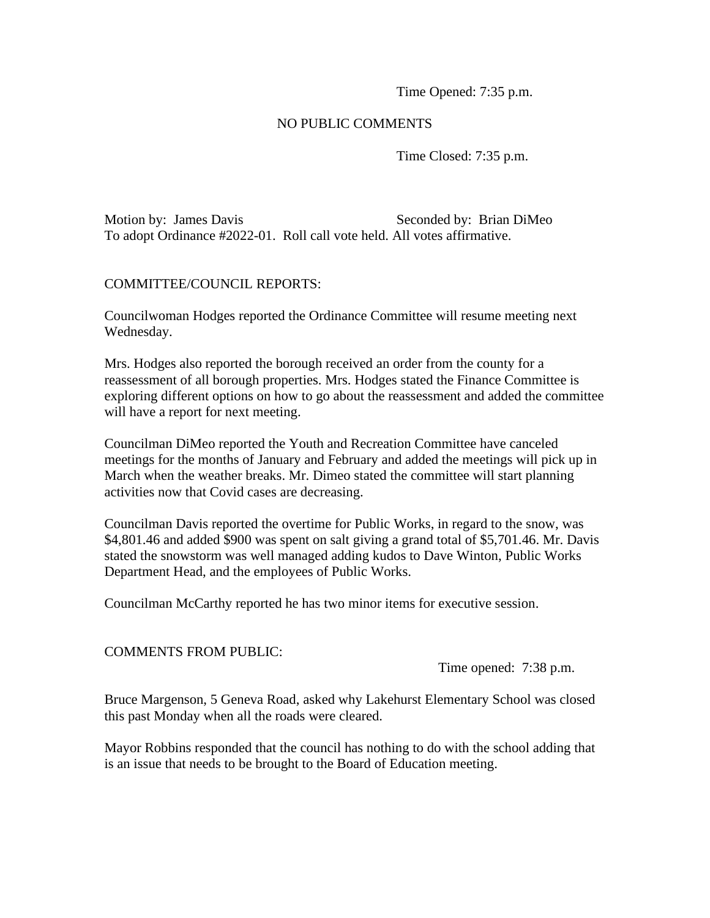Time Opened: 7:35 p.m.

NO PUBLIC COMMENTS

Time Closed: 7:35 p.m.

Motion by: James Davis Seconded by: Brian DiMeo
To adopt Ordinance #2022-01. Roll call vote held. All votes affirmative.

COMMITTEE/COUNCIL REPORTS:

Councilwoman Hodges reported the Ordinance Committee will resume meeting next Wednesday.

Mrs. Hodges also reported the borough received an order from the county for a reassessment of all borough properties. Mrs. Hodges stated the Finance Committee is exploring different options on how to go about the reassessment and added the committee will have a report for next meeting.

Councilman DiMeo reported the Youth and Recreation Committee have canceled meetings for the months of January and February and added the meetings will pick up in March when the weather breaks. Mr. Dimeo stated the committee will start planning activities now that Covid cases are decreasing.

Councilman Davis reported the overtime for Public Works, in regard to the snow, was $4,801.46 and added $900 was spent on salt giving a grand total of $5,701.46. Mr. Davis stated the snowstorm was well managed adding kudos to Dave Winton, Public Works Department Head, and the employees of Public Works.

Councilman McCarthy reported he has two minor items for executive session.

COMMENTS FROM PUBLIC:

Time opened: 7:38 p.m.

Bruce Margenson, 5 Geneva Road, asked why Lakehurst Elementary School was closed this past Monday when all the roads were cleared.

Mayor Robbins responded that the council has nothing to do with the school adding that is an issue that needs to be brought to the Board of Education meeting.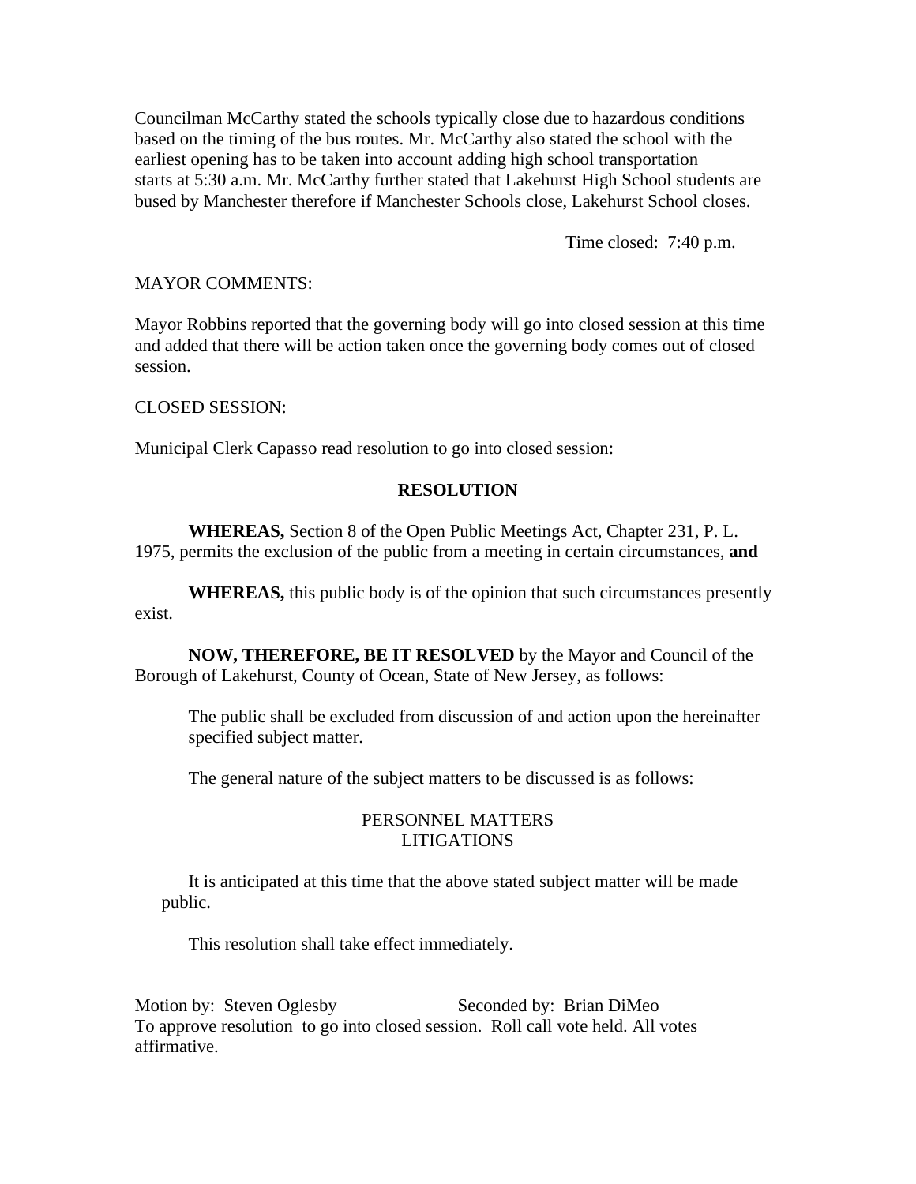Councilman McCarthy stated the schools typically close due to hazardous conditions based on the timing of the bus routes. Mr. McCarthy also stated the school with the earliest opening has to be taken into account adding high school transportation starts at 5:30 a.m. Mr. McCarthy further stated that Lakehurst High School students are bused by Manchester therefore if Manchester Schools close, Lakehurst School closes.

Time closed: 7:40 p.m.

MAYOR COMMENTS:

Mayor Robbins reported that the governing body will go into closed session at this time and added that there will be action taken once the governing body comes out of closed session.

CLOSED SESSION:

Municipal Clerk Capasso read resolution to go into closed session:

**RESOLUTION**

**WHEREAS,** Section 8 of the Open Public Meetings Act, Chapter 231, P. L. 1975, permits the exclusion of the public from a meeting in certain circumstances, **and**

**WHEREAS,** this public body is of the opinion that such circumstances presently exist.

**NOW, THEREFORE, BE IT RESOLVED** by the Mayor and Council of the Borough of Lakehurst, County of Ocean, State of New Jersey, as follows:

The public shall be excluded from discussion of and action upon the hereinafter specified subject matter.

The general nature of the subject matters to be discussed is as follows:

PERSONNEL MATTERS
LITIGATIONS

It is anticipated at this time that the above stated subject matter will be made public.

This resolution shall take effect immediately.

Motion by: Steven Oglesby Seconded by: Brian DiMeo
To approve resolution to go into closed session. Roll call vote held. All votes affirmative.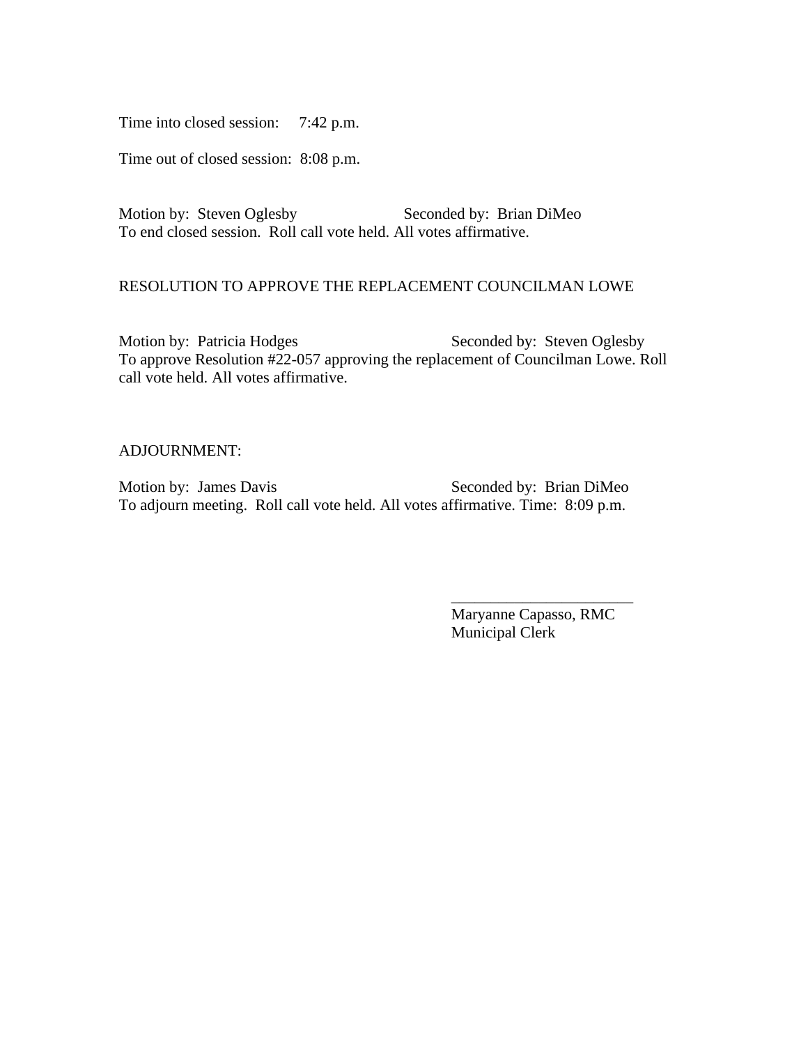Time into closed session: 7:42 p.m.

Time out of closed session: 8:08 p.m.

Motion by: Steven Oglesby Seconded by: Brian DiMeo
To end closed session. Roll call vote held. All votes affirmative.

RESOLUTION TO APPROVE THE REPLACEMENT COUNCILMAN LOWE

Motion by: Patricia Hodges Seconded by: Steven Oglesby
To approve Resolution #22-057 approving the replacement of Councilman Lowe. Roll call vote held. All votes affirmative.

ADJOURNMENT:

Motion by: James Davis Seconded by: Brian DiMeo
To adjourn meeting. Roll call vote held. All votes affirmative. Time: 8:09 p.m.

______________________
Maryanne Capasso, RMC
Municipal Clerk